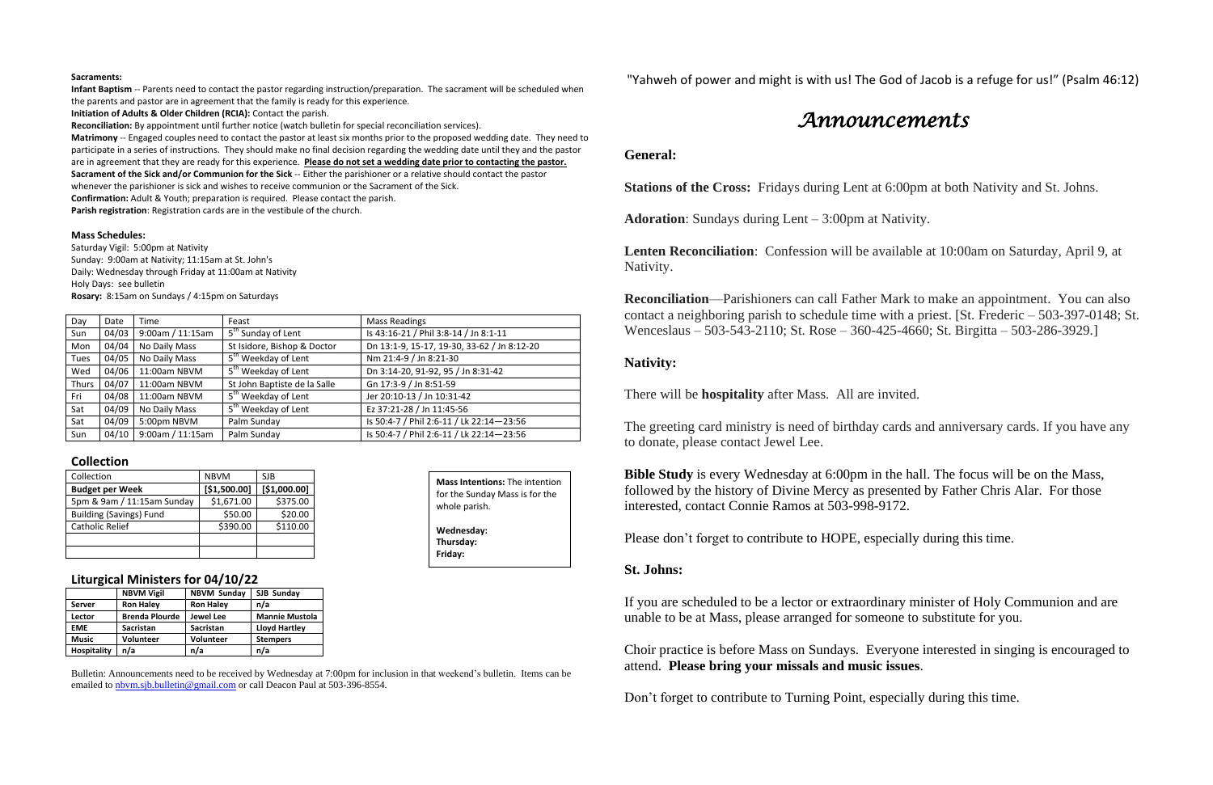**Sacraments:**

**Infant Baptism** -- Parents need to contact the pastor regarding instruction/preparation. The sacrament will be scheduled when the parents and pastor are in agreement that the family is ready for this experience.

**Initiation of Adults & Older Children (RCIA):** Contact the parish.

**Reconciliation:** By appointment until further notice (watch bulletin for special reconciliation services).

**Matrimony** -- Engaged couples need to contact the pastor at least six months prior to the proposed wedding date. They need to participate in a series of instructions. They should make no final decision regarding the wedding date until they and the pastor are in agreement that they are ready for this experience. **Please do not set a wedding date prior to contacting the pastor.**

**Sacrament of the Sick and/or Communion for the Sick** -- Either the parishioner or a relative should contact the pastor whenever the parishioner is sick and wishes to receive communion or the Sacrament of the Sick.

**Confirmation:** Adult & Youth; preparation is required. Please contact the parish.

**Parish registration**: Registration cards are in the vestibule of the church.

**Mass Schedules:**

Saturday Vigil: 5:00pm at Nativity
Sunday: 9:00am at Nativity; 11:15am at St. John's
Daily: Wednesday through Friday at 11:00am at Nativity
Holy Days: see bulletin
**Rosary:** 8:15am on Sundays / 4:15pm on Saturdays

| Day | Date | Time | Feast | Mass Readings |
|---|---|---|---|---|
| Sun | 04/03 | 9:00am / 11:15am | 5th Sunday of Lent | Is 43:16-21 / Phil 3:8-14 / Jn 8:1-11 |
| Mon | 04/04 | No Daily Mass | St Isidore, Bishop & Doctor | Dn 13:1-9, 15-17, 19-30, 33-62 / Jn 8:12-20 |
| Tues | 04/05 | No Daily Mass | 5th Weekday of Lent | Nm 21:4-9 / Jn 8:21-30 |
| Wed | 04/06 | 11:00am NBVM | 5th Weekday of Lent | Dn 3:14-20, 91-92, 95 / Jn 8:31-42 |
| Thurs | 04/07 | 11:00am NBVM | St John Baptiste de la Salle | Gn 17:3-9 / Jn 8:51-59 |
| Fri | 04/08 | 11:00am NBVM | 5th Weekday of Lent | Jer 20:10-13 / Jn 10:31-42 |
| Sat | 04/09 | No Daily Mass | 5th Weekday of Lent | Ez 37:21-28 / Jn 11:45-56 |
| Sat | 04/09 | 5:00pm NBVM | Palm Sunday | Is 50:4-7 / Phil 2:6-11 / Lk 22:14—23:56 |
| Sun | 04/10 | 9:00am / 11:15am | Palm Sunday | Is 50:4-7 / Phil 2:6-11 / Lk 22:14—23:56 |

### Collection

| Collection | NBVM | SJB |
|---|---|---|
| **Budget per Week** | **[$1,500.00]** | **[$1,000.00]** |
| 5pm & 9am / 11:15am Sunday | $1,671.00 | $375.00 |
| Building (Savings) Fund | $50.00 | $20.00 |
| Catholic Relief | $390.00 | $110.00 |
| | | |
| | | |

**Mass Intentions:** The intention for the Sunday Mass is for the whole parish.

**Wednesday:**
**Thursday:**
**Friday:**

### Liturgical Ministers for 04/10/22

| | NBVM Vigil | NBVM Sunday | SJB Sunday |
|---|---|---|---|
| **Server** | **Ron Haley** | **Ron Haley** | **n/a** |
| **Lector** | **Brenda Plourde** | **Jewel Lee** | **Mannie Mustola** |
| **EME** | **Sacristan** | **Sacristan** | **Lloyd Hartley** |
| **Music** | **Volunteer** | **Volunteer** | **Stempers** |
| **Hospitality** | **n/a** | **n/a** | **n/a** |

Bulletin: Announcements need to be received by Wednesday at 7:00pm for inclusion in that weekend's bulletin. Items can be emailed to nbvm.sjb.bulletin@gmail.com or call Deacon Paul at 503-396-8554.

"Yahweh of power and might is with us! The God of Jacob is a refuge for us!" (Psalm 46:12)

# *Announcements*

**General:**

**Stations of the Cross:** Fridays during Lent at 6:00pm at both Nativity and St. Johns.

**Adoration**: Sundays during Lent – 3:00pm at Nativity.

**Lenten Reconciliation**: Confession will be available at 10:00am on Saturday, April 9, at Nativity.

**Reconciliation**—Parishioners can call Father Mark to make an appointment. You can also contact a neighboring parish to schedule time with a priest. [St. Frederic – 503-397-0148; St. Wenceslaus – 503-543-2110; St. Rose – 360-425-4660; St. Birgitta – 503-286-3929.]

**Nativity:**

There will be **hospitality** after Mass. All are invited.

The greeting card ministry is need of birthday cards and anniversary cards. If you have any to donate, please contact Jewel Lee.

**Bible Study** is every Wednesday at 6:00pm in the hall. The focus will be on the Mass, followed by the history of Divine Mercy as presented by Father Chris Alar. For those interested, contact Connie Ramos at 503-998-9172.

Please don't forget to contribute to HOPE, especially during this time.

**St. Johns:**

If you are scheduled to be a lector or extraordinary minister of Holy Communion and are unable to be at Mass, please arranged for someone to substitute for you.

Choir practice is before Mass on Sundays. Everyone interested in singing is encouraged to attend. **Please bring your missals and music issues**.

Don't forget to contribute to Turning Point, especially during this time.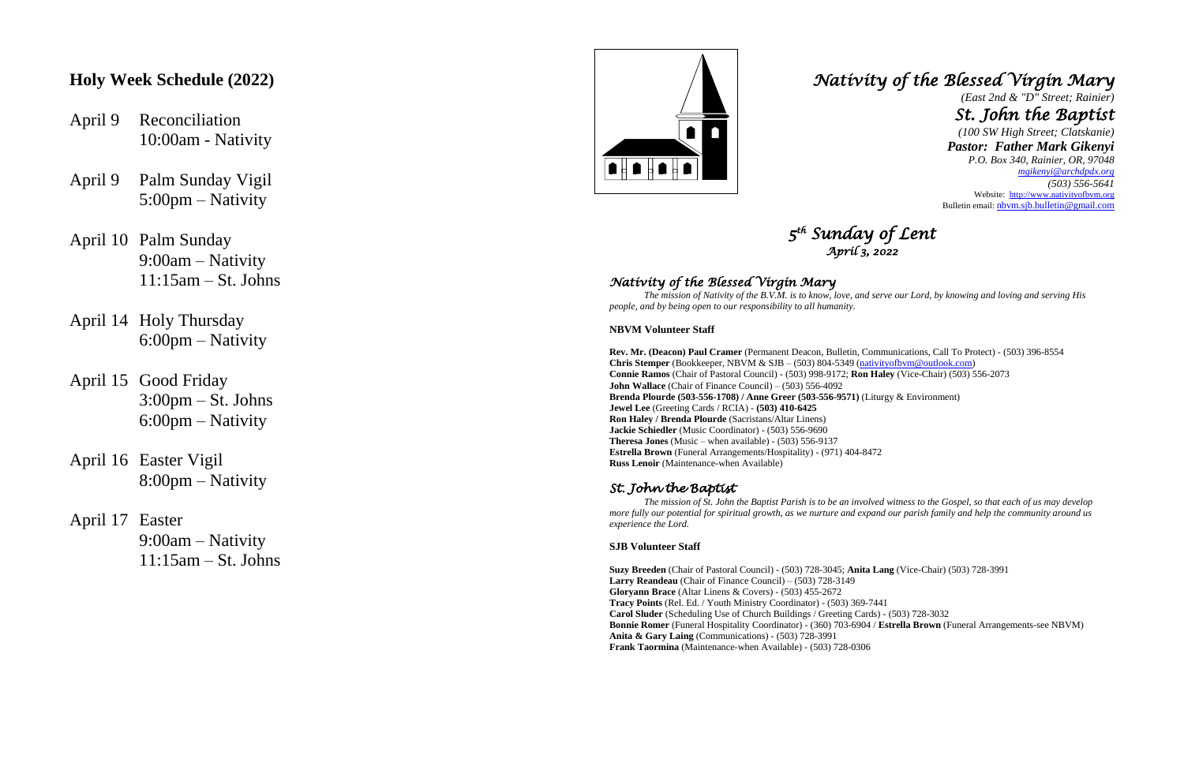## Holy Week Schedule (2022)

April 9 Reconciliation
10:00am - Nativity

April 9 Palm Sunday Vigil
5:00pm – Nativity

April 10 Palm Sunday
9:00am – Nativity
11:15am – St. Johns

April 14 Holy Thursday
6:00pm – Nativity

April 15 Good Friday
3:00pm – St. Johns
6:00pm – Nativity

April 16 Easter Vigil
8:00pm – Nativity

April 17 Easter
9:00am – Nativity
11:15am – St. Johns

# *Nativity of the Blessed Virgin Mary*

*(East 2nd & "D" Street; Rainier)*

# *St. John the Baptist*

*(100 SW High Street; Clatskanie)*

***Pastor: Father Mark Gikenyi***

*P.O. Box 340, Rainier, OR, 97048*

*mgikenyi@archdpdx.org*

*(503) 556-5641*

Website: http://www.nativityofbvm.org

Bulletin email: nbvm.sjb.bulletin@gmail.com

## *5th Sunday of Lent*

*April 3, 2022*

## *Nativity of the Blessed Virgin Mary*

*The mission of Nativity of the B.V.M. is to know, love, and serve our Lord, by knowing and loving and serving His people, and by being open to our responsibility to all humanity.*

**NBVM Volunteer Staff**

**Rev. Mr. (Deacon) Paul Cramer** (Permanent Deacon, Bulletin, Communications, Call To Protect) - (503) 396-8554
**Chris Stemper** (Bookkeeper, NBVM & SJB – (503) 804-5349 (nativityofbvm@outlook.com)
**Connie Ramos** (Chair of Pastoral Council) - (503) 998-9172; **Ron Haley** (Vice-Chair) (503) 556-2073
**John Wallace** (Chair of Finance Council) – (503) 556-4092
**Brenda Plourde (503-556-1708) / Anne Greer (503-556-9571)** (Liturgy & Environment)
**Jewel Lee** (Greeting Cards / RCIA) - **(503) 410-6425**
**Ron Haley / Brenda Plourde** (Sacristans/Altar Linens)
**Jackie Schiedler** (Music Coordinator) - (503) 556-9690
**Theresa Jones** (Music – when available) - (503) 556-9137
**Estrella Brown** (Funeral Arrangements/Hospitality) - (971) 404-8472
**Russ Lenoir** (Maintenance-when Available)

## *St. John the Baptist*

*The mission of St. John the Baptist Parish is to be an involved witness to the Gospel, so that each of us may develop more fully our potential for spiritual growth, as we nurture and expand our parish family and help the community around us experience the Lord.*

**SJB Volunteer Staff**

**Suzy Breeden** (Chair of Pastoral Council) - (503) 728-3045; **Anita Lang** (Vice-Chair) (503) 728-3991
**Larry Reandeau** (Chair of Finance Council) – (503) 728-3149
**Gloryann Brace** (Altar Linens & Covers) - (503) 455-2672
**Tracy Points** (Rel. Ed. / Youth Ministry Coordinator) - (503) 369-7441
**Carol Sluder** (Scheduling Use of Church Buildings / Greeting Cards) - (503) 728-3032
**Bonnie Romer** (Funeral Hospitality Coordinator) - (360) 703-6904 / **Estrella Brown** (Funeral Arrangements-see NBVM)
**Anita & Gary Laing** (Communications) - (503) 728-3991
**Frank Taormina** (Maintenance-when Available) - (503) 728-0306